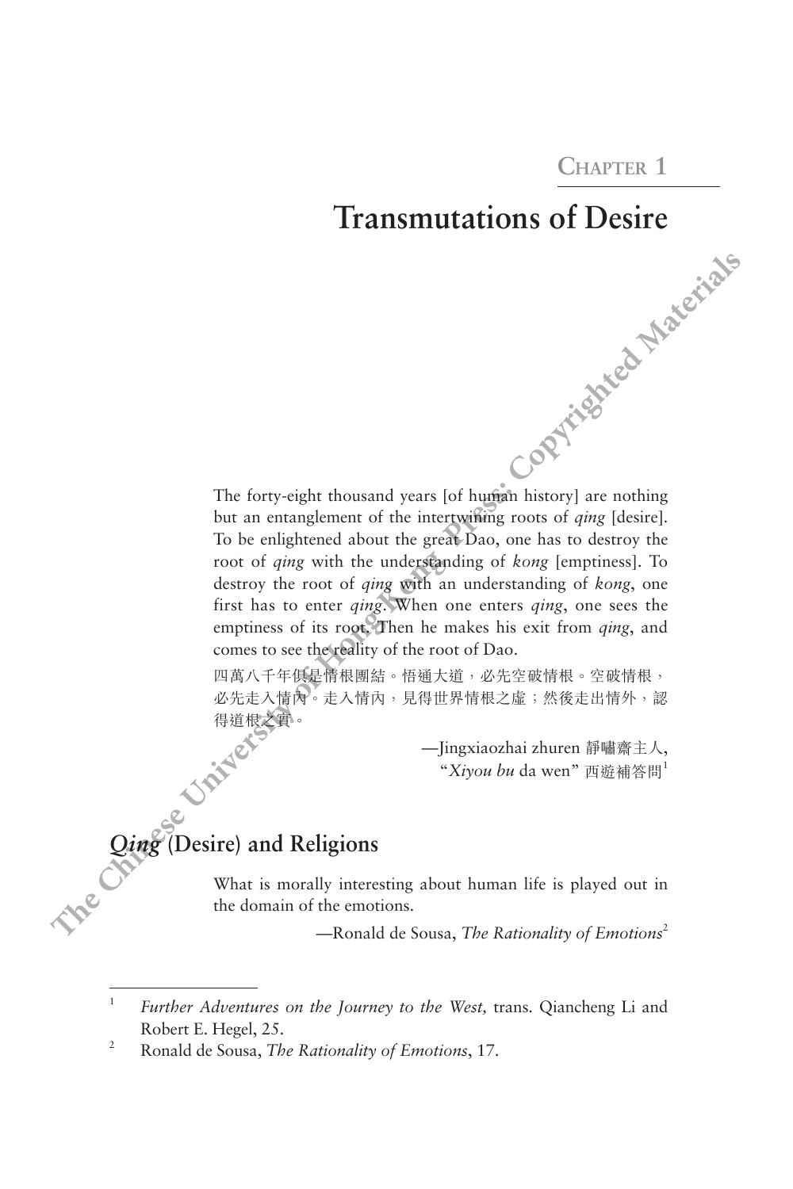CHAPTER 1

# Transmutations of Desire

The forty-eight thousand years [of human history] are nothing but an entanglement of the intertwining roots of *qing* [desire]. To be enlightened about the great Dao, one has to destroy the root of *qing* with the understanding of *kong* [emptiness]. To destroy the root of *qing* with an understanding of *kong*, one first has to enter *qing*. When one enters *qing*, one sees the emptiness of its root. Then he makes his exit from *qing*, and comes to see the reality of the root of Dao.

四萬八千年俱是情根團結。悟通大道，必先空破情根。空破情根，必先走入情內。走入情內，見得世界情根之虛；然後走出情外，認得道根之實。

—Jingxiaozhai zhuren 靜嘯齋主人, "*Xiyou bu* da wen" 西遊補答問[1]

## *Qing* (Desire) and Religions

What is morally interesting about human life is played out in the domain of the emotions.

—Ronald de Sousa, *The Rationality of Emotions*[2]

---

1 *Further Adventures on the Journey to the West,* trans. Qiancheng Li and Robert E. Hegel, 25.

2 Ronald de Sousa, *The Rationality of Emotions*, 17.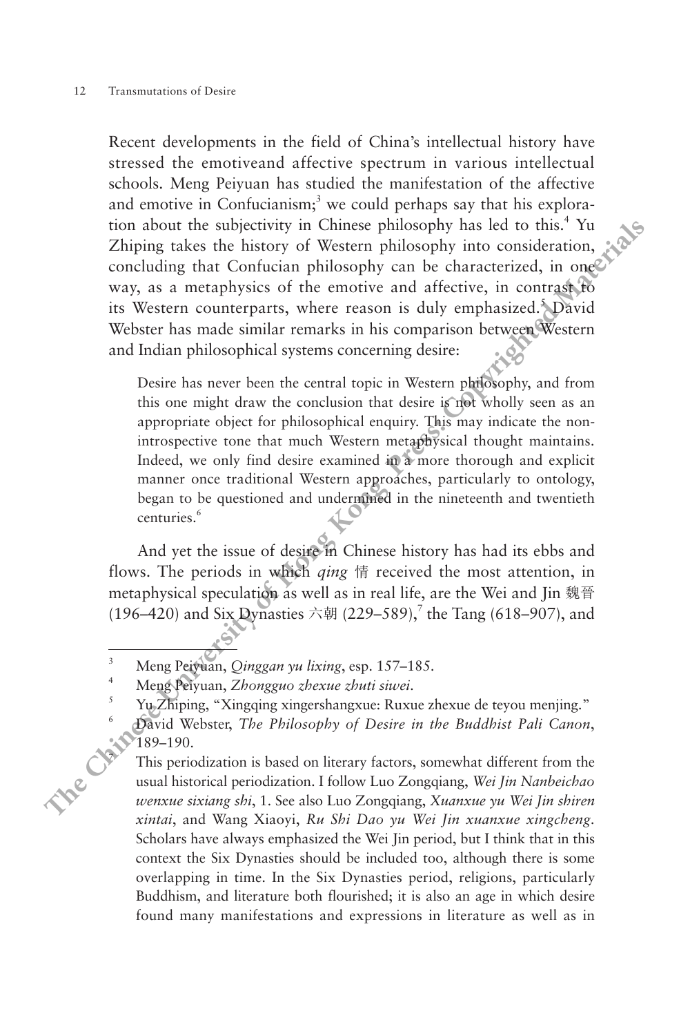Recent developments in the field of China's intellectual history have stressed the emotiveand affective spectrum in various intellectual schools. Meng Peiyuan has studied the manifestation of the affective and emotive in Confucianism;[3] we could perhaps say that his exploration about the subjectivity in Chinese philosophy has led to this.[4] Yu Zhiping takes the history of Western philosophy into consideration, concluding that Confucian philosophy can be characterized, in one way, as a metaphysics of the emotive and affective, in contrast to its Western counterparts, where reason is duly emphasized.[5] David Webster has made similar remarks in his comparison between Western and Indian philosophical systems concerning desire:

> Desire has never been the central topic in Western philosophy, and from this one might draw the conclusion that desire is not wholly seen as an appropriate object for philosophical enquiry. This may indicate the non-introspective tone that much Western metaphysical thought maintains. Indeed, we only find desire examined in a more thorough and explicit manner once traditional Western approaches, particularly to ontology, began to be questioned and undermined in the nineteenth and twentieth centuries.[6]

And yet the issue of desire in Chinese history has had its ebbs and flows. The periods in which *qing* 情 received the most attention, in metaphysical speculation as well as in real life, are the Wei and Jin 魏晉 (196–420) and Six Dynasties 六朝 (229–589),[7] the Tang (618–907), and

---

3. Meng Peiyuan, *Qinggan yu lixing*, esp. 157–185.
4. Meng Peiyuan, *Zhongguo zhexue zhuti siwei*.
5. Yu Zhiping, "Xingqing xingershangxue: Ruxue zhexue de teyou menjing."
6. David Webster, *The Philosophy of Desire in the Buddhist Pali Canon*, 189–190.
7. This periodization is based on literary factors, somewhat different from the usual historical periodization. I follow Luo Zongqiang, *Wei Jin Nanbeichao wenxue sixiang shi*, 1. See also Luo Zongqiang, *Xuanxue yu Wei Jin shiren xintai*, and Wang Xiaoyi, *Ru Shi Dao yu Wei Jin xuanxue xingcheng*. Scholars have always emphasized the Wei Jin period, but I think that in this context the Six Dynasties should be included too, although there is some overlapping in time. In the Six Dynasties period, religions, particularly Buddhism, and literature both flourished; it is also an age in which desire found many manifestations and expressions in literature as well as in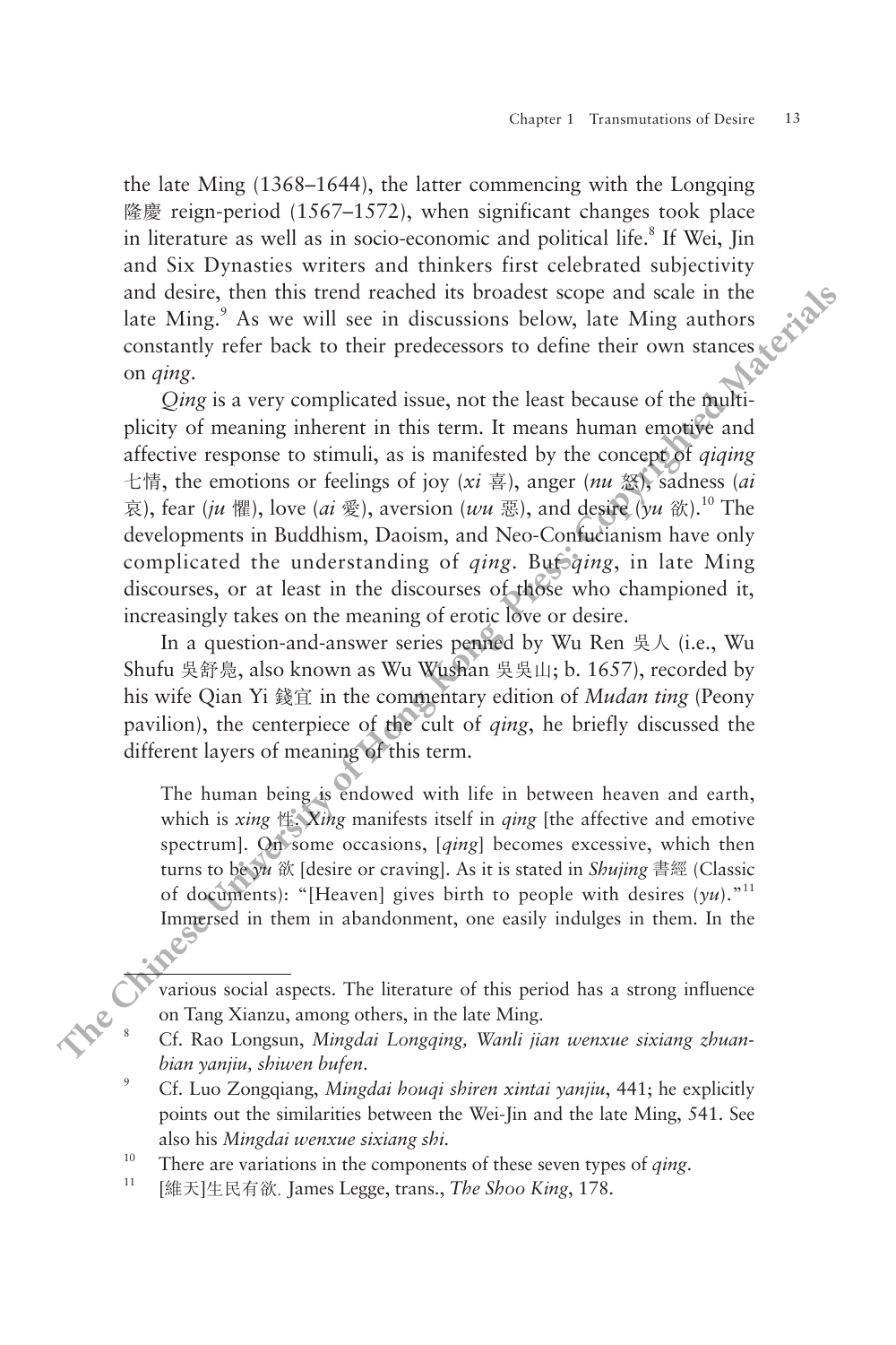the late Ming (1368–1644), the latter commencing with the Longqing 隆慶 reign-period (1567–1572), when significant changes took place in literature as well as in socio-economic and political life.[8] If Wei, Jin and Six Dynasties writers and thinkers first celebrated subjectivity and desire, then this trend reached its broadest scope and scale in the late Ming.[9] As we will see in discussions below, late Ming authors constantly refer back to their predecessors to define their own stances on *qing*.

*Qing* is a very complicated issue, not the least because of the multiplicity of meaning inherent in this term. It means human emotive and affective response to stimuli, as is manifested by the concept of *qiqing* 七情, the emotions or feelings of joy (*xi* 喜), anger (*nu* 怒), sadness (*ai* 哀), fear (*ju* 懼), love (*ai* 愛), aversion (*wu* 惡), and desire (*yu* 欲).[10] The developments in Buddhism, Daoism, and Neo-Confucianism have only complicated the understanding of *qing*. But *qing*, in late Ming discourses, or at least in the discourses of those who championed it, increasingly takes on the meaning of erotic love or desire.

In a question-and-answer series penned by Wu Ren 吳人 (i.e., Wu Shufu 吳舒鳧, also known as Wu Wushan 吳吳山; b. 1657), recorded by his wife Qian Yi 錢宜 in the commentary edition of *Mudan ting* (Peony pavilion), the centerpiece of the cult of *qing*, he briefly discussed the different layers of meaning of this term.

> The human being is endowed with life in between heaven and earth, which is *xing* 性. *Xing* manifests itself in *qing* [the affective and emotive spectrum]. On some occasions, [*qing*] becomes excessive, which then turns to be *yu* 欲 [desire or craving]. As it is stated in *Shujing* 書經 (Classic of documents): "[Heaven] gives birth to people with desires (*yu*)."[11] Immersed in them in abandonment, one easily indulges in them. In the

---

various social aspects. The literature of this period has a strong influence on Tang Xianzu, among others, in the late Ming.

8. Cf. Rao Longsun, *Mingdai Longqing, Wanli jian wenxue sixiang zhuanbian yanjiu, shiwen bufen*.
9. Cf. Luo Zongqiang, *Mingdai houqi shiren xintai yanjiu*, 441; he explicitly points out the similarities between the Wei-Jin and the late Ming, 541. See also his *Mingdai wenxue sixiang shi*.
10. There are variations in the components of these seven types of *qing*.
11. [維天]生民有欲. James Legge, trans., *The Shoo King*, 178.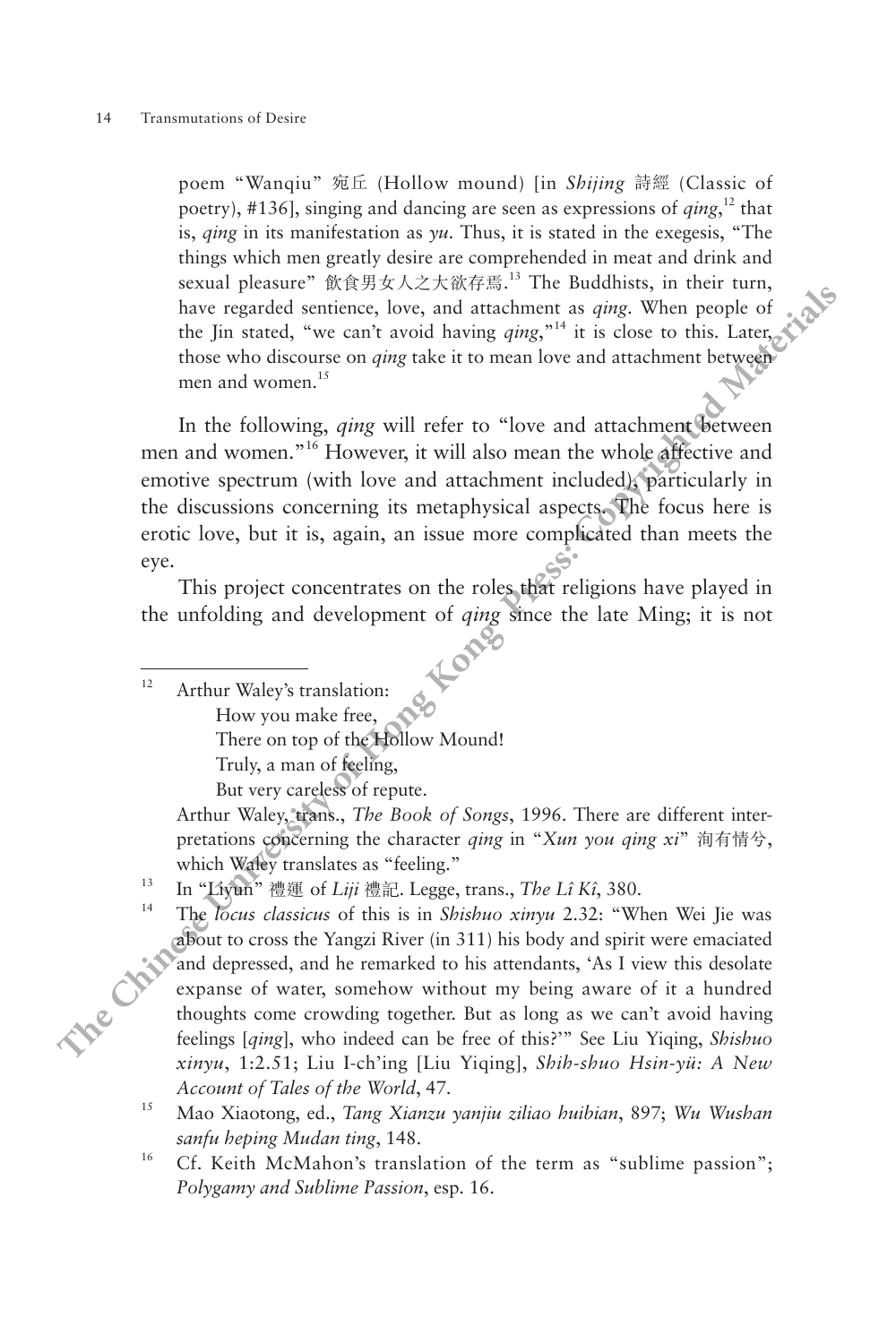poem "Wanqiu" 宛丘 (Hollow mound) [in *Shijing* 詩經 (Classic of poetry), #136], singing and dancing are seen as expressions of *qing*,[12] that is, *qing* in its manifestation as *yu*. Thus, it is stated in the exegesis, "The things which men greatly desire are comprehended in meat and drink and sexual pleasure" 飲食男女人之大欲存焉.[13] The Buddhists, in their turn, have regarded sentience, love, and attachment as *qing*. When people of the Jin stated, "we can't avoid having *qing*,"[14] it is close to this. Later, those who discourse on *qing* take it to mean love and attachment between men and women.[15]

In the following, *qing* will refer to "love and attachment between men and women."[16] However, it will also mean the whole affective and emotive spectrum (with love and attachment included), particularly in the discussions concerning its metaphysical aspects. The focus here is erotic love, but it is, again, an issue more complicated than meets the eye.

This project concentrates on the roles that religions have played in the unfolding and development of *qing* since the late Ming; it is not

---

[12] Arthur Waley's translation:

How you make free,
There on top of the Hollow Mound!
Truly, a man of feeling,
But very careless of repute.

Arthur Waley, trans., *The Book of Songs*, 1996. There are different interpretations concerning the character *qing* in "*Xun you qing xi*" 洵有情兮, which Waley translates as "feeling."

[13] In "Liyun" 禮運 of *Liji* 禮記. Legge, trans., *The Lî Kî*, 380.

[14] The *locus classicus* of this is in *Shishuo xinyu* 2.32: "When Wei Jie was about to cross the Yangzi River (in 311) his body and spirit were emaciated and depressed, and he remarked to his attendants, 'As I view this desolate expanse of water, somehow without my being aware of it a hundred thoughts come crowding together. But as long as we can't avoid having feelings [*qing*], who indeed can be free of this?'" See Liu Yiqing, *Shishuo xinyu*, 1:2.51; Liu I-ch'ing [Liu Yiqing], *Shih-shuo Hsin-yü: A New Account of Tales of the World*, 47.

[15] Mao Xiaotong, ed., *Tang Xianzu yanjiu ziliao huibian*, 897; *Wu Wushan sanfu heping Mudan ting*, 148.

[16] Cf. Keith McMahon's translation of the term as "sublime passion"; *Polygamy and Sublime Passion*, esp. 16.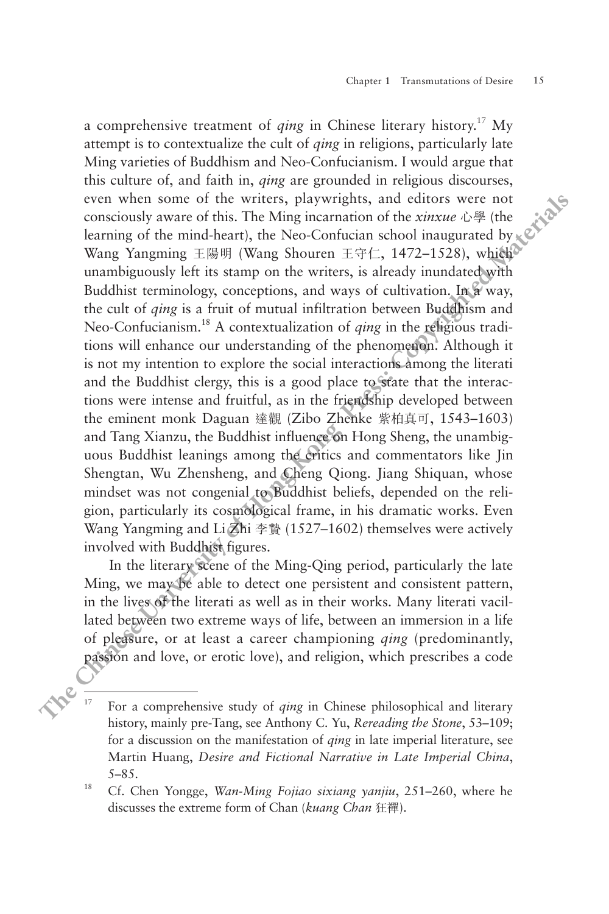a comprehensive treatment of *qing* in Chinese literary history.[17] My attempt is to contextualize the cult of *qing* in religions, particularly late Ming varieties of Buddhism and Neo-Confucianism. I would argue that this culture of, and faith in, *qing* are grounded in religious discourses, even when some of the writers, playwrights, and editors were not consciously aware of this. The Ming incarnation of the *xinxue* 心學 (the learning of the mind-heart), the Neo-Confucian school inaugurated by Wang Yangming 王陽明 (Wang Shouren 王守仁, 1472–1528), which unambiguously left its stamp on the writers, is already inundated with Buddhist terminology, conceptions, and ways of cultivation. In a way, the cult of *qing* is a fruit of mutual infiltration between Buddhism and Neo-Confucianism.[18] A contextualization of *qing* in the religious traditions will enhance our understanding of the phenomenon. Although it is not my intention to explore the social interactions among the literati and the Buddhist clergy, this is a good place to state that the interactions were intense and fruitful, as in the friendship developed between the eminent monk Daguan 達觀 (Zibo Zhenke 紫柏真可, 1543–1603) and Tang Xianzu, the Buddhist influence on Hong Sheng, the unambiguous Buddhist leanings among the critics and commentators like Jin Shengtan, Wu Zhensheng, and Cheng Qiong. Jiang Shiquan, whose mindset was not congenial to Buddhist beliefs, depended on the religion, particularly its cosmological frame, in his dramatic works. Even Wang Yangming and Li Zhi 李贄 (1527–1602) themselves were actively involved with Buddhist figures.

In the literary scene of the Ming-Qing period, particularly the late Ming, we may be able to detect one persistent and consistent pattern, in the lives of the literati as well as in their works. Many literati vacillated between two extreme ways of life, between an immersion in a life of pleasure, or at least a career championing *qing* (predominantly, passion and love, or erotic love), and religion, which prescribes a code

[17] For a comprehensive study of *qing* in Chinese philosophical and literary history, mainly pre-Tang, see Anthony C. Yu, *Rereading the Stone*, 53–109; for a discussion on the manifestation of *qing* in late imperial literature, see Martin Huang, *Desire and Fictional Narrative in Late Imperial China*, 5–85.

[18] Cf. Chen Yongge, *Wan-Ming Fojiao sixiang yanjiu*, 251–260, where he discusses the extreme form of Chan (*kuang Chan* 狂禪).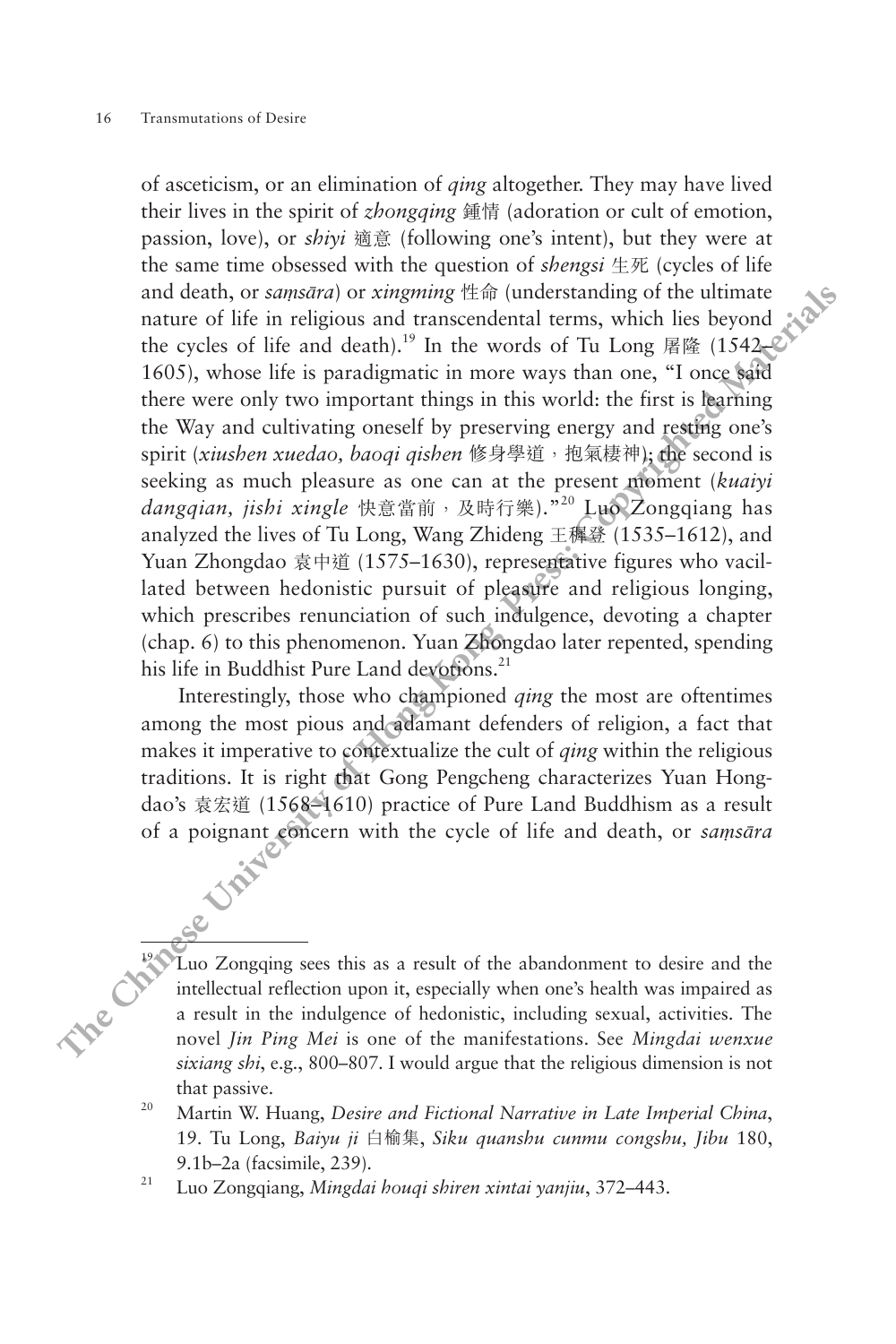of asceticism, or an elimination of *qing* altogether. They may have lived their lives in the spirit of *zhongqing* 鍾情 (adoration or cult of emotion, passion, love), or *shiyi* 適意 (following one's intent), but they were at the same time obsessed with the question of *shengsi* 生死 (cycles of life and death, or *saṃsāra*) or *xingming* 性命 (understanding of the ultimate nature of life in religious and transcendental terms, which lies beyond the cycles of life and death).[19] In the words of Tu Long 屠隆 (1542–1605), whose life is paradigmatic in more ways than one, "I once said there were only two important things in this world: the first is learning the Way and cultivating oneself by preserving energy and resting one's spirit (*xiushen xuedao, baoqi qishen* 修身學道，抱氣棲神); the second is seeking as much pleasure as one can at the present moment (*kuaiyi dangqian, jishi xingle* 快意當前，及時行樂)."[20] Luo Zongqiang has analyzed the lives of Tu Long, Wang Zhideng 王稺登 (1535–1612), and Yuan Zhongdao 袁中道 (1575–1630), representative figures who vacillated between hedonistic pursuit of pleasure and religious longing, which prescribes renunciation of such indulgence, devoting a chapter (chap. 6) to this phenomenon. Yuan Zhongdao later repented, spending his life in Buddhist Pure Land devotions.[21]

Interestingly, those who championed *qing* the most are oftentimes among the most pious and adamant defenders of religion, a fact that makes it imperative to contextualize the cult of *qing* within the religious traditions. It is right that Gong Pengcheng characterizes Yuan Hongdao's 袁宏道 (1568–1610) practice of Pure Land Buddhism as a result of a poignant concern with the cycle of life and death, or *saṃsāra*

---

[19] Luo Zongqing sees this as a result of the abandonment to desire and the intellectual reflection upon it, especially when one's health was impaired as a result in the indulgence of hedonistic, including sexual, activities. The novel *Jin Ping Mei* is one of the manifestations. See *Mingdai wenxue sixiang shi*, e.g., 800–807. I would argue that the religious dimension is not that passive.

[20] Martin W. Huang, *Desire and Fictional Narrative in Late Imperial China*, 19. Tu Long, *Baiyu ji* 白榆集, *Siku quanshu cunmu congshu, Jibu* 180, 9.1b–2a (facsimile, 239).

[21] Luo Zongqiang, *Mingdai houqi shiren xintai yanjiu*, 372–443.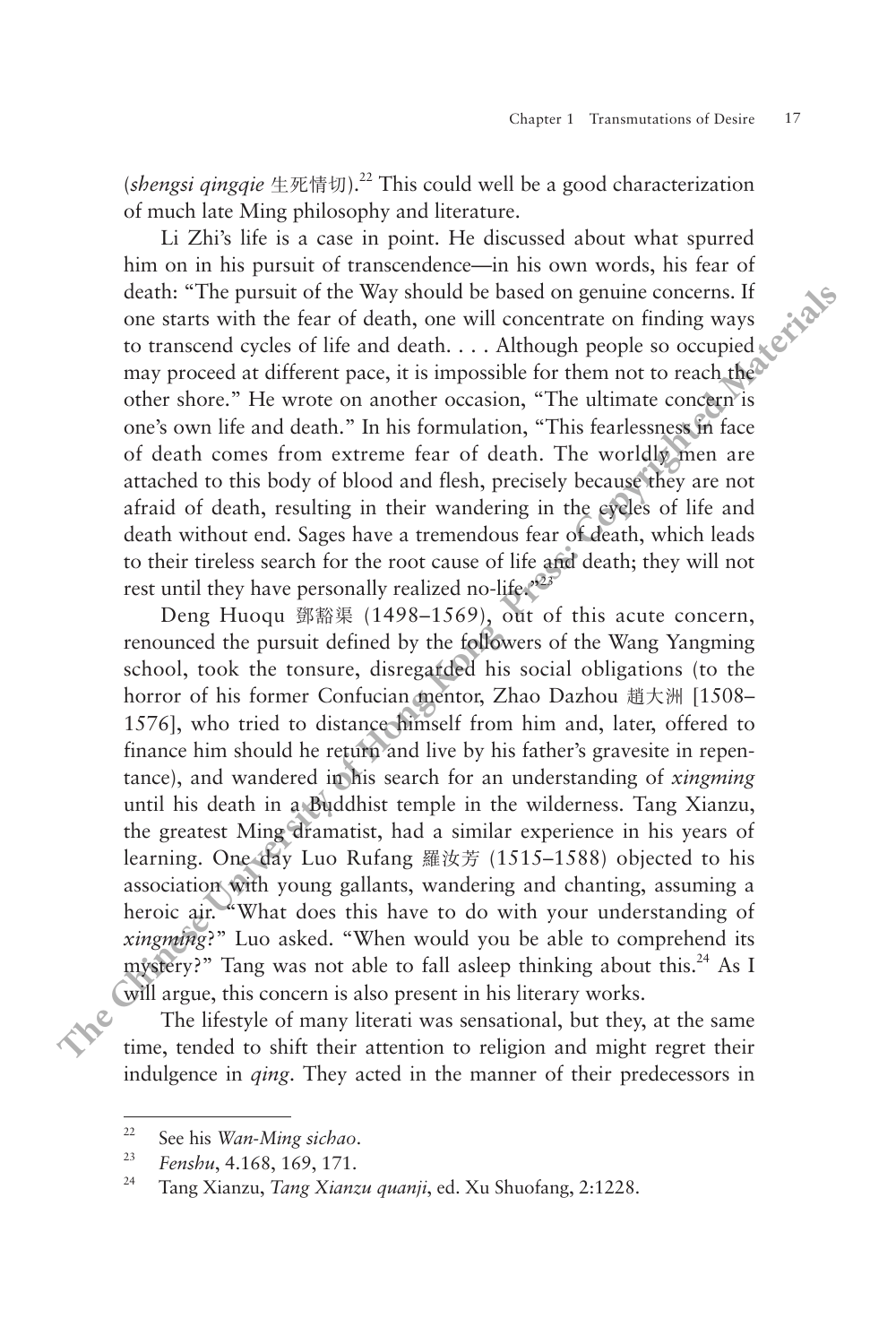(*shengsi qingqie* 生死情切).[22] This could well be a good characterization of much late Ming philosophy and literature.

Li Zhi's life is a case in point. He discussed about what spurred him on in his pursuit of transcendence—in his own words, his fear of death: "The pursuit of the Way should be based on genuine concerns. If one starts with the fear of death, one will concentrate on finding ways to transcend cycles of life and death. . . . Although people so occupied may proceed at different pace, it is impossible for them not to reach the other shore." He wrote on another occasion, "The ultimate concern is one's own life and death." In his formulation, "This fearlessness in face of death comes from extreme fear of death. The worldly men are attached to this body of blood and flesh, precisely because they are not afraid of death, resulting in their wandering in the cycles of life and death without end. Sages have a tremendous fear of death, which leads to their tireless search for the root cause of life and death; they will not rest until they have personally realized no-life."[23]

Deng Huoqu 鄧豁渠 (1498–1569), out of this acute concern, renounced the pursuit defined by the followers of the Wang Yangming school, took the tonsure, disregarded his social obligations (to the horror of his former Confucian mentor, Zhao Dazhou 趙大洲 [1508–1576], who tried to distance himself from him and, later, offered to finance him should he return and live by his father's gravesite in repentance), and wandered in his search for an understanding of *xingming* until his death in a Buddhist temple in the wilderness. Tang Xianzu, the greatest Ming dramatist, had a similar experience in his years of learning. One day Luo Rufang 羅汝芳 (1515–1588) objected to his association with young gallants, wandering and chanting, assuming a heroic air. "What does this have to do with your understanding of *xingming*?" Luo asked. "When would you be able to comprehend its mystery?" Tang was not able to fall asleep thinking about this.[24] As I will argue, this concern is also present in his literary works.

The lifestyle of many literati was sensational, but they, at the same time, tended to shift their attention to religion and might regret their indulgence in *qing*. They acted in the manner of their predecessors in

---

22 See his *Wan-Ming sichao*.

23 *Fenshu*, 4.168, 169, 171.

24 Tang Xianzu, *Tang Xianzu quanji*, ed. Xu Shuofang, 2:1228.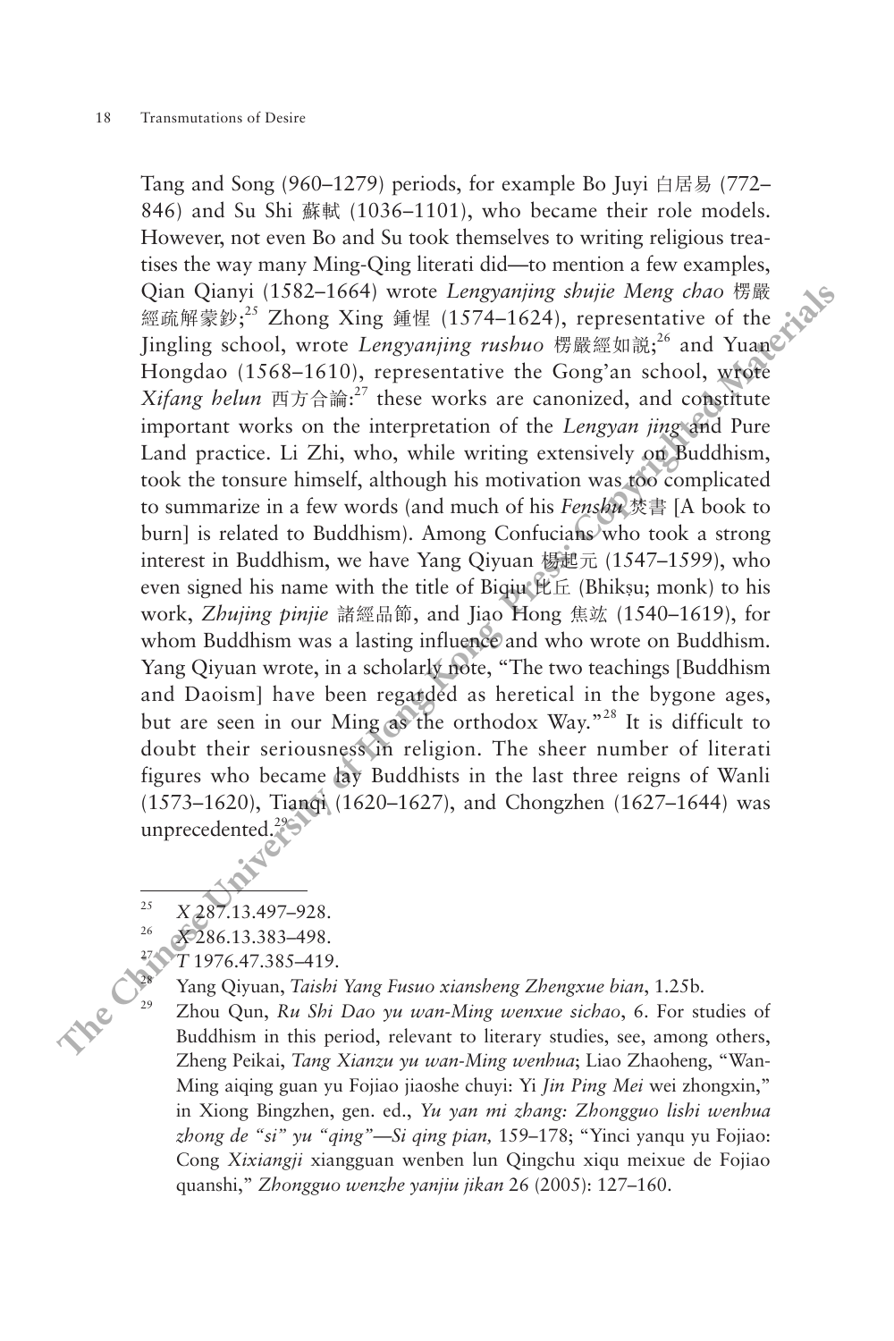Tang and Song (960–1279) periods, for example Bo Juyi 白居易 (772–846) and Su Shi 蘇軾 (1036–1101), who became their role models. However, not even Bo and Su took themselves to writing religious treatises the way many Ming-Qing literati did—to mention a few examples, Qian Qianyi (1582–1664) wrote *Lengyanjing shujie Meng chao* 楞嚴經疏解蒙鈔;[25] Zhong Xing 鍾惺 (1574–1624), representative of the Jingling school, wrote *Lengyanjing rushuo* 楞嚴經如說;[26] and Yuan Hongdao (1568–1610), representative the Gong'an school, wrote *Xifang helun* 西方合論:[27] these works are canonized, and constitute important works on the interpretation of the *Lengyan jing* and Pure Land practice. Li Zhi, who, while writing extensively on Buddhism, took the tonsure himself, although his motivation was too complicated to summarize in a few words (and much of his *Fenshu* 焚書 [A book to burn] is related to Buddhism). Among Confucians who took a strong interest in Buddhism, we have Yang Qiyuan 楊起元 (1547–1599), who even signed his name with the title of Biqiu 比丘 (Bhikṣu; monk) to his work, *Zhujing pinjie* 諸經品節, and Jiao Hong 焦竑 (1540–1619), for whom Buddhism was a lasting influence and who wrote on Buddhism. Yang Qiyuan wrote, in a scholarly note, "The two teachings [Buddhism and Daoism] have been regarded as heretical in the bygone ages, but are seen in our Ming as the orthodox Way."[28] It is difficult to doubt their seriousness in religion. The sheer number of literati figures who became lay Buddhists in the last three reigns of Wanli (1573–1620), Tianqi (1620–1627), and Chongzhen (1627–1644) was unprecedented.[29]

---

[25] *X* 287.13.497–928.

[26] *X* 286.13.383–498.

[27] *T* 1976.47.385–419.

[28] Yang Qiyuan, *Taishi Yang Fusuo xiansheng Zhengxue bian*, 1.25b.

[29] Zhou Qun, *Ru Shi Dao yu wan-Ming wenxue sichao*, 6. For studies of Buddhism in this period, relevant to literary studies, see, among others, Zheng Peikai, *Tang Xianzu yu wan-Ming wenhua*; Liao Zhaoheng, "Wan-Ming aiqing guan yu Fojiao jiaoshe chuyi: Yi *Jin Ping Mei* wei zhongxin," in Xiong Bingzhen, gen. ed., *Yu yan mi zhang: Zhongguo lishi wenhua zhong de "si" yu "qing"—Si qing pian,* 159–178; "Yinci yanqu yu Fojiao: Cong *Xixiangji* xiangguan wenben lun Qingchu xiqu meixue de Fojiao quanshi," *Zhongguo wenzhe yanjiu jikan* 26 (2005): 127–160.